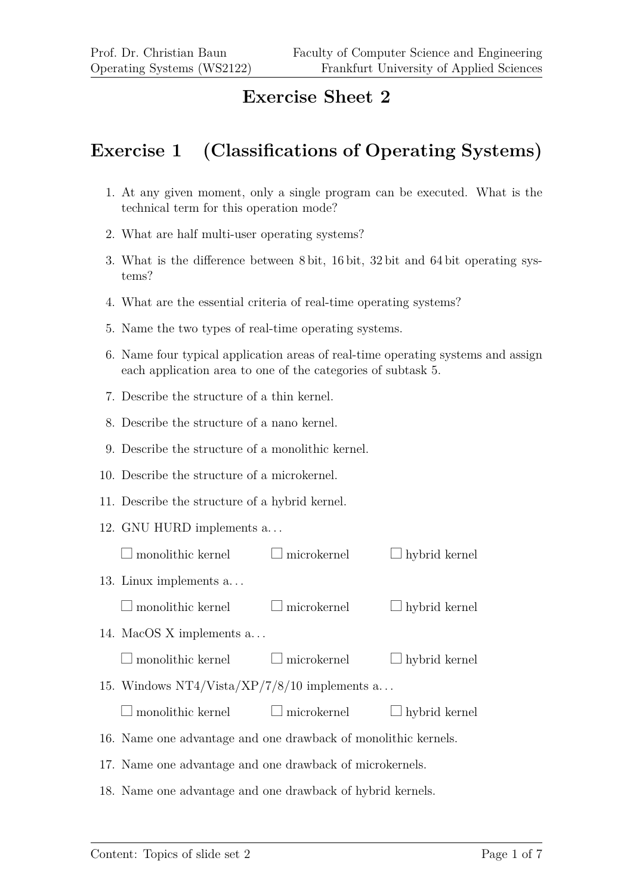# Exercise Sheet 2

## Exercise 1 (Classifications of Operating Systems)

1. At any given moment, only a single program can be executed. What is the technical term for this operation mode?
2. What are half multi-user operating systems?
3. What is the difference between 8 bit, 16 bit, 32 bit and 64 bit operating systems?
4. What are the essential criteria of real-time operating systems?
5. Name the two types of real-time operating systems.
6. Name four typical application areas of real-time operating systems and assign each application area to one of the categories of subtask 5.
7. Describe the structure of a thin kernel.
8. Describe the structure of a nano kernel.
9. Describe the structure of a monolithic kernel.
10. Describe the structure of a microkernel.
11. Describe the structure of a hybrid kernel.
12. GNU HURD implements a...

    ☐ monolithic kernel ☐ microkernel ☐ hybrid kernel

13. Linux implements a...

    ☐ monolithic kernel ☐ microkernel ☐ hybrid kernel

14. MacOS X implements a...

    ☐ monolithic kernel ☐ microkernel ☐ hybrid kernel

15. Windows NT4/Vista/XP/7/8/10 implements a...

    ☐ monolithic kernel ☐ microkernel ☐ hybrid kernel

16. Name one advantage and one drawback of monolithic kernels.
17. Name one advantage and one drawback of microkernels.
18. Name one advantage and one drawback of hybrid kernels.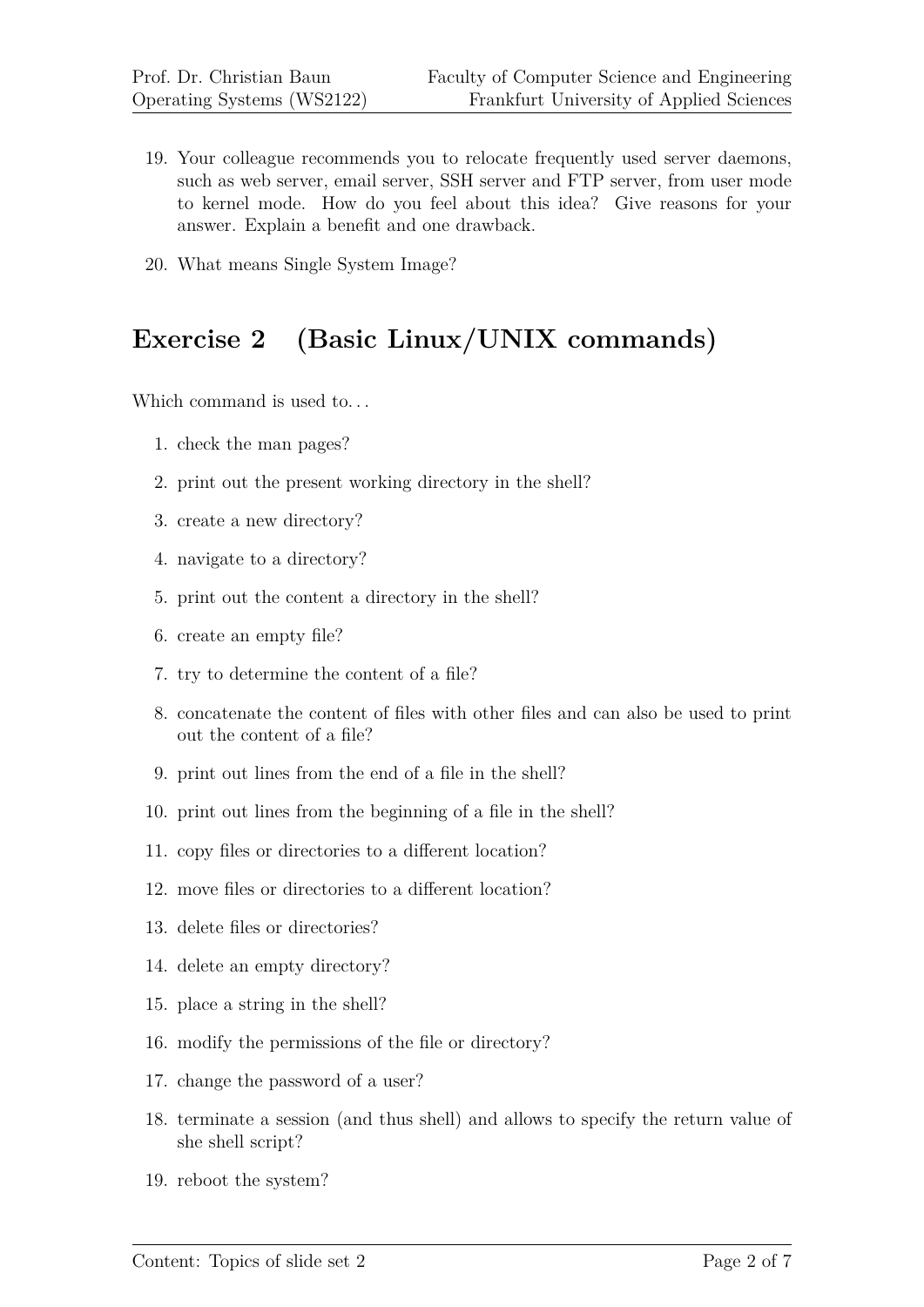19. Your colleague recommends you to relocate frequently used server daemons, such as web server, email server, SSH server and FTP server, from user mode to kernel mode. How do you feel about this idea? Give reasons for your answer. Explain a benefit and one drawback.

20. What means Single System Image?

## Exercise 2 (Basic Linux/UNIX commands)

Which command is used to. . .

1. check the man pages?
2. print out the present working directory in the shell?
3. create a new directory?
4. navigate to a directory?
5. print out the content a directory in the shell?
6. create an empty file?
7. try to determine the content of a file?
8. concatenate the content of files with other files and can also be used to print out the content of a file?
9. print out lines from the end of a file in the shell?
10. print out lines from the beginning of a file in the shell?
11. copy files or directories to a different location?
12. move files or directories to a different location?
13. delete files or directories?
14. delete an empty directory?
15. place a string in the shell?
16. modify the permissions of the file or directory?
17. change the password of a user?
18. terminate a session (and thus shell) and allows to specify the return value of she shell script?
19. reboot the system?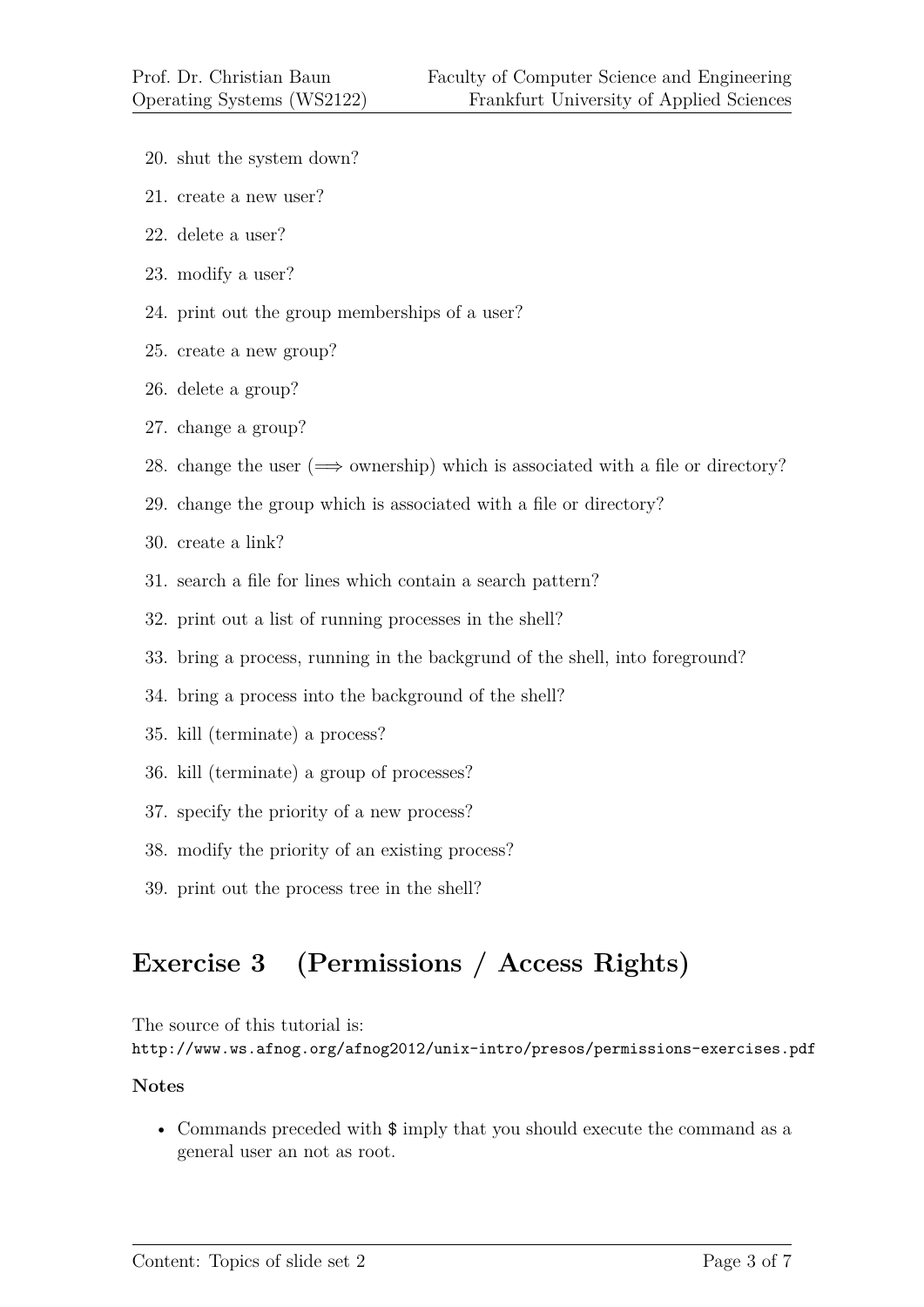20. shut the system down?
21. create a new user?
22. delete a user?
23. modify a user?
24. print out the group memberships of a user?
25. create a new group?
26. delete a group?
27. change a group?
28. change the user ($\Longrightarrow$ ownership) which is associated with a file or directory?
29. change the group which is associated with a file or directory?
30. create a link?
31. search a file for lines which contain a search pattern?
32. print out a list of running processes in the shell?
33. bring a process, running in the backgrund of the shell, into foreground?
34. bring a process into the background of the shell?
35. kill (terminate) a process?
36. kill (terminate) a group of processes?
37. specify the priority of a new process?
38. modify the priority of an existing process?
39. print out the process tree in the shell?

## Exercise 3 (Permissions / Access Rights)

The source of this tutorial is:
`http://www.ws.afnog.org/afnog2012/unix-intro/presos/permissions-exercises.pdf`

**Notes**

- Commands preceded with `$` imply that you should execute the command as a general user an not as root.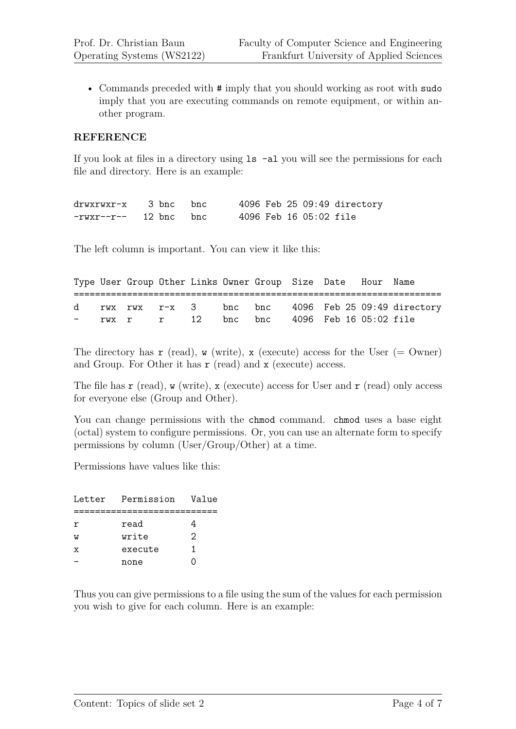- Commands preceded with # imply that you should working as root with `sudo` imply that you are executing commands on remote equipment, or within another program.

**REFERENCE**

If you look at files in a directory using `ls -al` you will see the permissions for each file and directory. Here is an example:

```
drwxrwxr-x    3 bnc   bnc      4096 Feb 25 09:49 directory
-rwxr--r--   12 bnc   bnc      4096 Feb 16 05:02 file
```

The left column is important. You can view it like this:

```
Type User Group Other Links Owner Group  Size  Date    Hour  Name
======================================================================
d    rwx  rwx   r-x   3     bnc   bnc    4096  Feb 25 09:49 directory
-    rwx  r     r     12    bnc   bnc    4096  Feb 16 05:02 file
```

The directory has `r` (read), `w` (write), `x` (execute) access for the User (= Owner) and Group. For Other it has `r` (read) and `x` (execute) access.

The file has `r` (read), `w` (write), `x` (execute) access for User and `r` (read) only access for everyone else (Group and Other).

You can change permissions with the `chmod` command. `chmod` uses a base eight (octal) system to configure permissions. Or, you can use an alternate form to specify permissions by column (User/Group/Other) at a time.

Permissions have values like this:

```
Letter   Permission   Value
===========================
r        read         4
w        write        2
x        execute      1
-        none         0
```

Thus you can give permissions to a file using the sum of the values for each permission you wish to give for each column. Here is an example: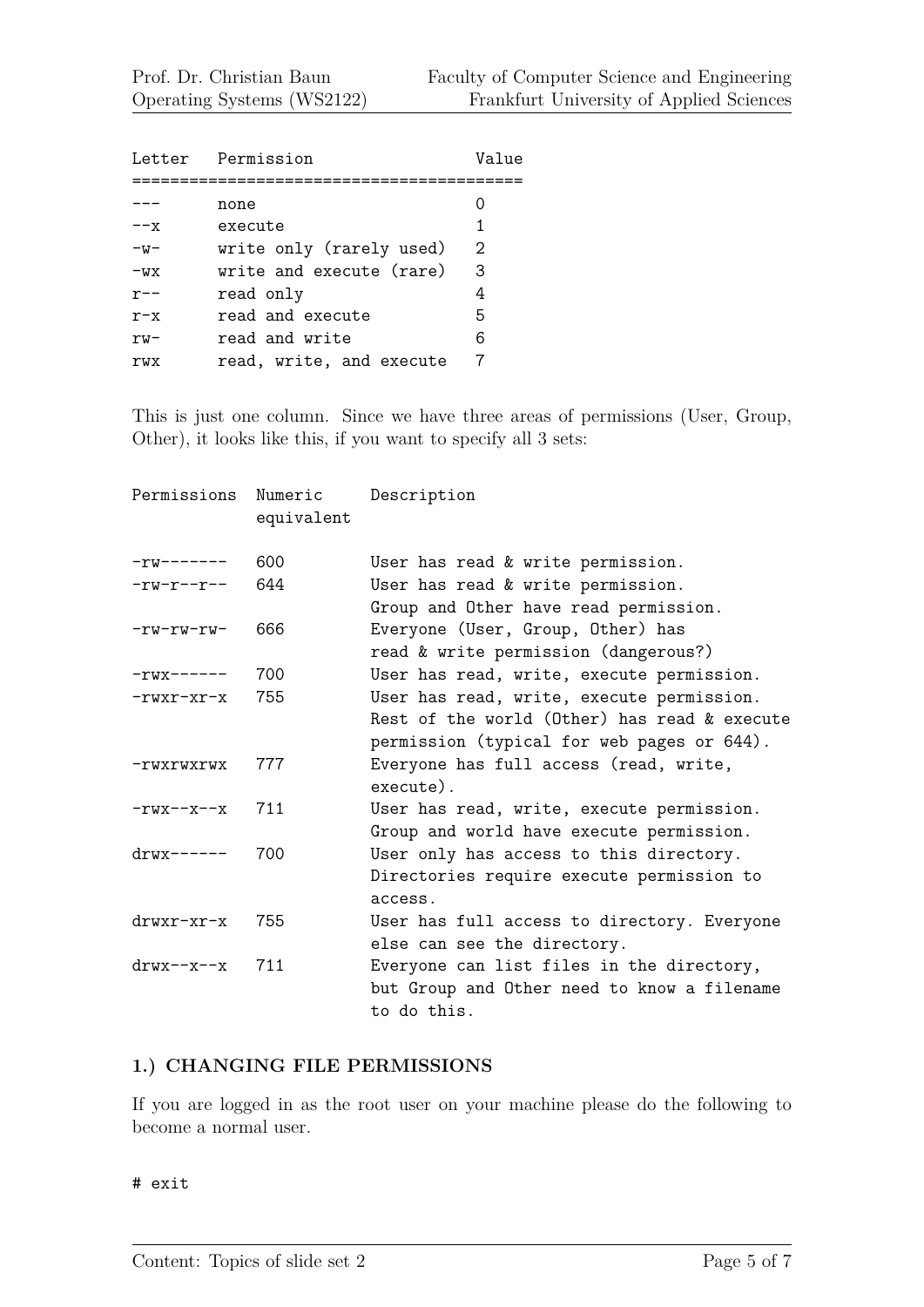```
Letter   Permission                  Value
==========================================
---      none                        0
--x      execute                     1
-w-      write only (rarely used)    2
-wx      write and execute (rare)    3
r--      read only                   4
r-x      read and execute            5
rw-      read and write              6
rwx      read, write, and execute    7
```

This is just one column. Since we have three areas of permissions (User, Group, Other), it looks like this, if you want to specify all 3 sets:

```
Permissions  Numeric      Description
             equivalent

-rw-------   600          User has read & write permission.
-rw-r--r--   644          User has read & write permission.
                          Group and Other have read permission.
-rw-rw-rw-   666          Everyone (User, Group, Other) has
                          read & write permission (dangerous?)
-rwx------   700          User has read, write, execute permission.
-rwxr-xr-x   755          User has read, write, execute permission.
                          Rest of the world (Other) has read & execute
                          permission (typical for web pages or 644).
-rwxrwxrwx   777          Everyone has full access (read, write,
                          execute).
-rwx--x--x   711          User has read, write, execute permission.
                          Group and world have execute permission.
drwx------   700          User only has access to this directory.
                          Directories require execute permission to
                          access.
drwxr-xr-x   755          User has full access to directory. Everyone
                          else can see the directory.
drwx--x--x   711          Everyone can list files in the directory,
                          but Group and Other need to know a filename
                          to do this.
```

## 1.) CHANGING FILE PERMISSIONS

If you are logged in as the root user on your machine please do the following to become a normal user.

```
# exit
```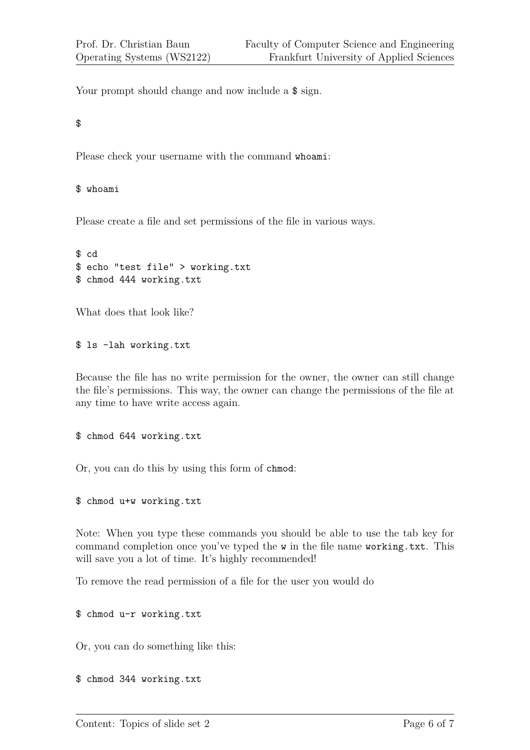Your prompt should change and now include a $ sign.

```
$
```

Please check your username with the command `whoami`:

```
$ whoami
```

Please create a file and set permissions of the file in various ways.

```
$ cd
$ echo "test file" > working.txt
$ chmod 444 working.txt
```

What does that look like?

```
$ ls -lah working.txt
```

Because the file has no write permission for the owner, the owner can still change the file's permissions. This way, the owner can change the permissions of the file at any time to have write access again.

```
$ chmod 644 working.txt
```

Or, you can do this by using this form of `chmod`:

```
$ chmod u+w working.txt
```

Note: When you type these commands you should be able to use the tab key for command completion once you've typed the `w` in the file name `working.txt`. This will save you a lot of time. It's highly recommended!

To remove the read permission of a file for the user you would do

```
$ chmod u-r working.txt
```

Or, you can do something like this:

```
$ chmod 344 working.txt
```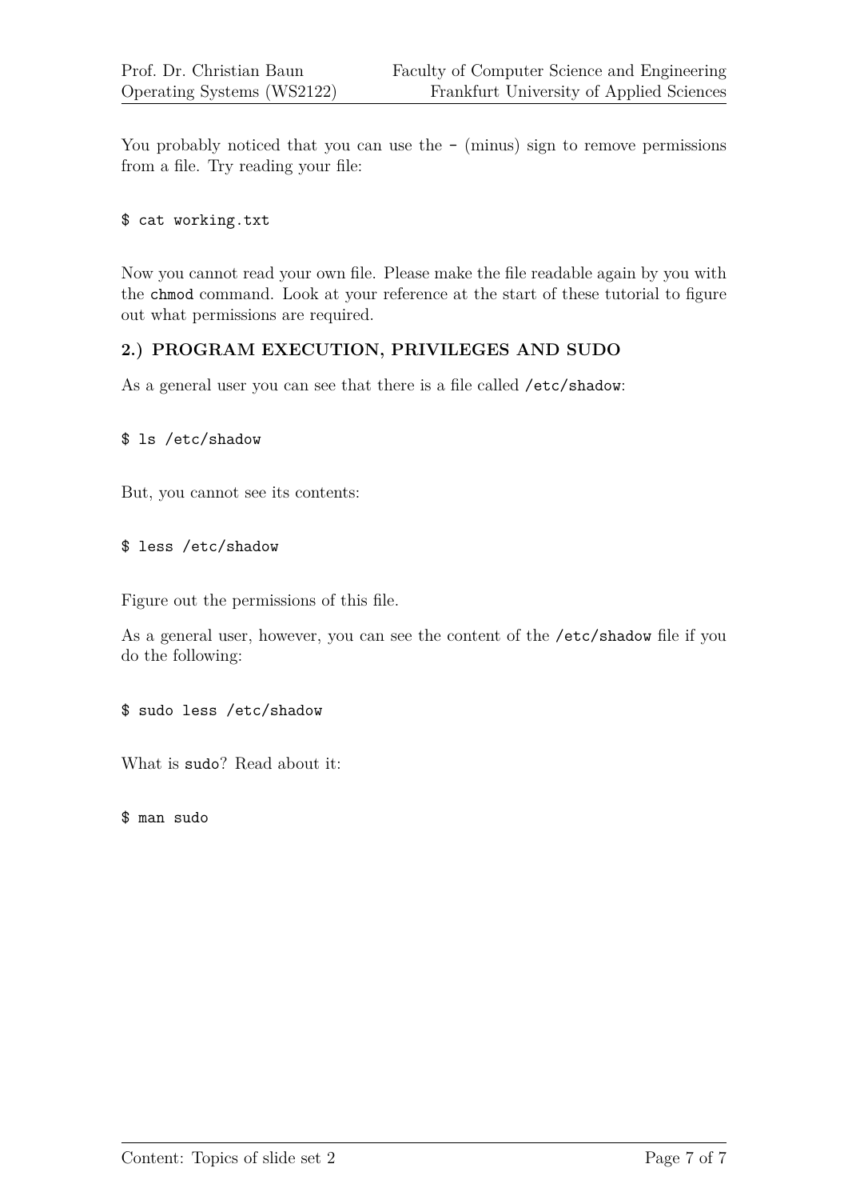You probably noticed that you can use the - (minus) sign to remove permissions from a file. Try reading your file:

```
$ cat working.txt
```

Now you cannot read your own file. Please make the file readable again by you with the `chmod` command. Look at your reference at the start of these tutorial to figure out what permissions are required.

### 2.) PROGRAM EXECUTION, PRIVILEGES AND SUDO

As a general user you can see that there is a file called `/etc/shadow`:

```
$ ls /etc/shadow
```

But, you cannot see its contents:

```
$ less /etc/shadow
```

Figure out the permissions of this file.

As a general user, however, you can see the content of the `/etc/shadow` file if you do the following:

```
$ sudo less /etc/shadow
```

What is `sudo`? Read about it:

```
$ man sudo
```